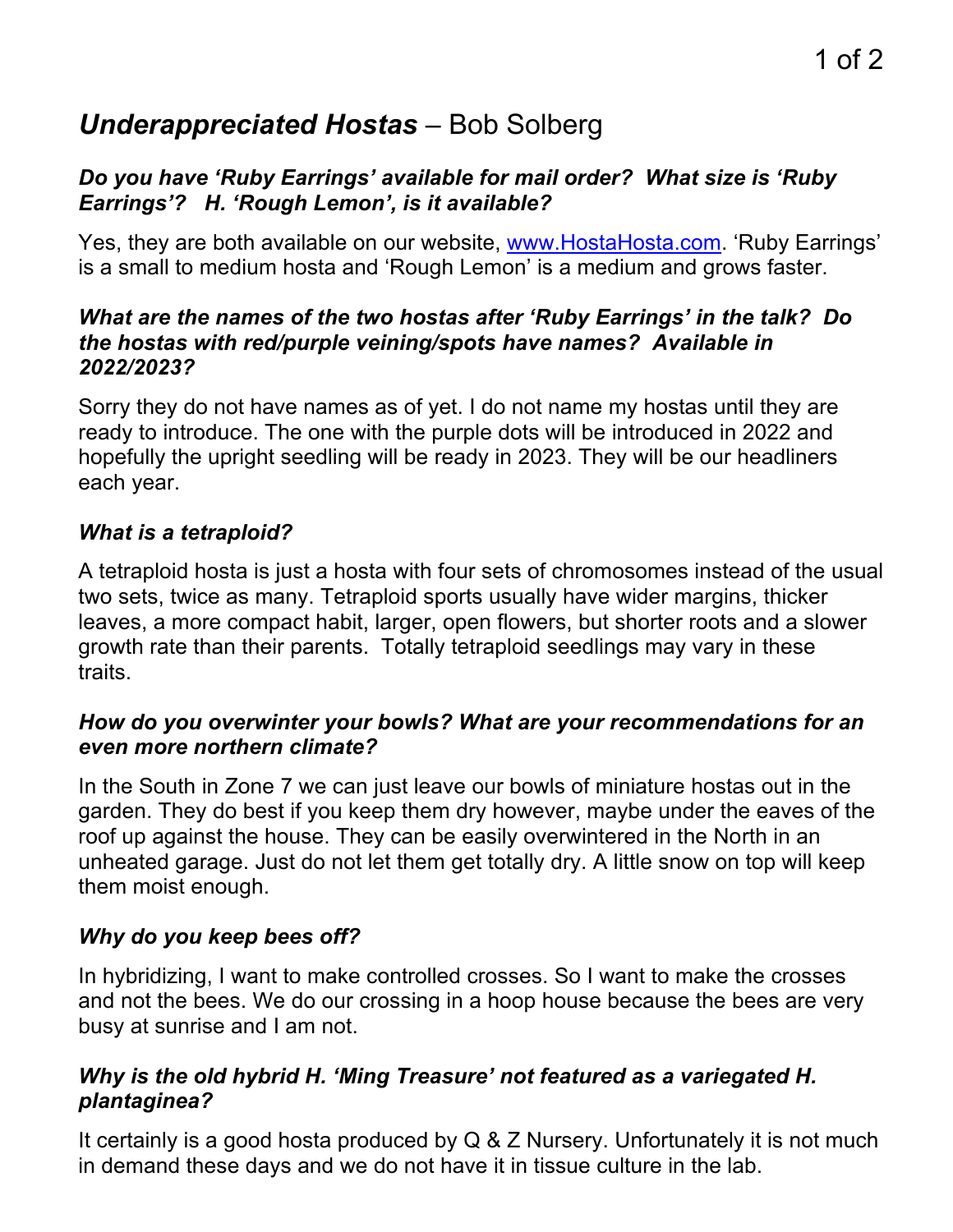# *Underappreciated Hostas* – Bob Solberg

### *Do you have 'Ruby Earrings' available for mail order? What size is 'Ruby Earrings'? H. 'Rough Lemon', is it available?*

Yes, they are both available on our website, [www.HostaHosta.com](http://www.HostaHosta.com). 'Ruby Earrings' is a small to medium hosta and 'Rough Lemon' is a medium and grows faster.

### *What are the names of the two hostas after 'Ruby Earrings' in the talk? Do the hostas with red/purple veining/spots have names? Available in 2022/2023?*

Sorry they do not have names as of yet. I do not name my hostas until they are ready to introduce. The one with the purple dots will be introduced in 2022 and hopefully the upright seedling will be ready in 2023. They will be our headliners each year.

### *What is a tetraploid?*

A tetraploid hosta is just a hosta with four sets of chromosomes instead of the usual two sets, twice as many. Tetraploid sports usually have wider margins, thicker leaves, a more compact habit, larger, open flowers, but shorter roots and a slower growth rate than their parents. Totally tetraploid seedlings may vary in these traits.

### *How do you overwinter your bowls? What are your recommendations for an even more northern climate?*

In the South in Zone 7 we can just leave our bowls of miniature hostas out in the garden. They do best if you keep them dry however, maybe under the eaves of the roof up against the house. They can be easily overwintered in the North in an unheated garage. Just do not let them get totally dry. A little snow on top will keep them moist enough.

### *Why do you keep bees off?*

In hybridizing, I want to make controlled crosses. So I want to make the crosses and not the bees. We do our crossing in a hoop house because the bees are very busy at sunrise and I am not.

### *Why is the old hybrid H. 'Ming Treasure' not featured as a variegated H. plantaginea?*

It certainly is a good hosta produced by Q & Z Nursery. Unfortunately it is not much in demand these days and we do not have it in tissue culture in the lab.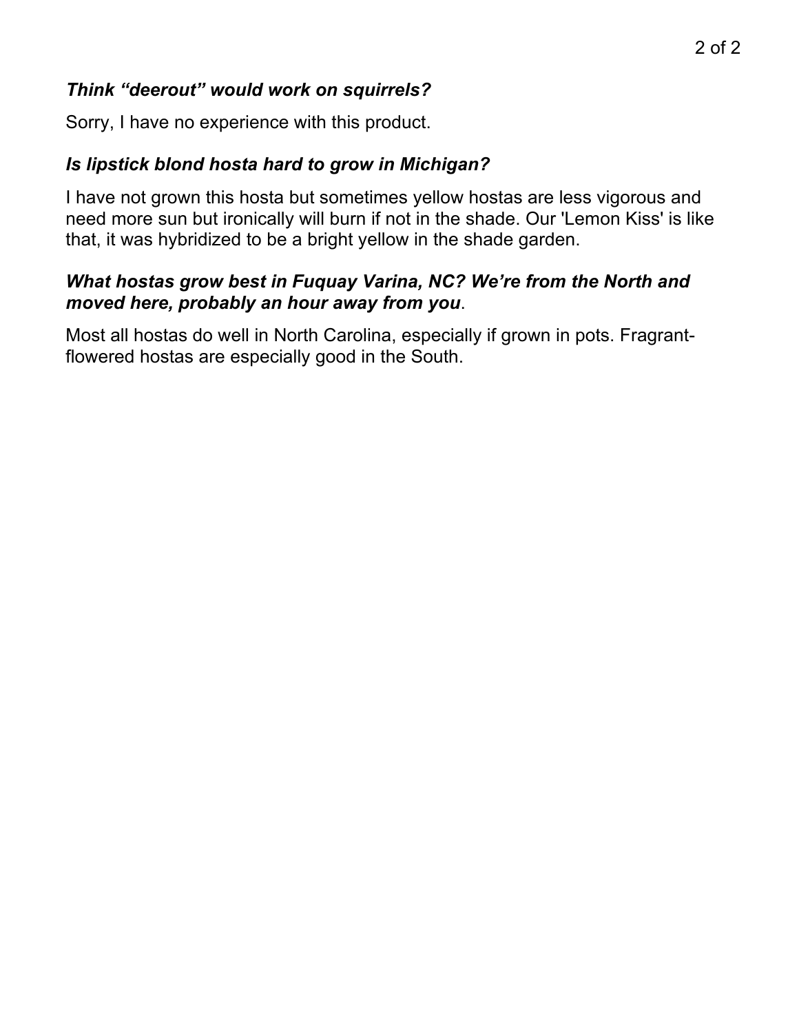***Think "deerout" would work on squirrels?***

Sorry, I have no experience with this product.

***Is lipstick blond hosta hard to grow in Michigan?***

I have not grown this hosta but sometimes yellow hostas are less vigorous and need more sun but ironically will burn if not in the shade. Our 'Lemon Kiss' is like that, it was hybridized to be a bright yellow in the shade garden.

***What hostas grow best in Fuquay Varina, NC? We're from the North and moved here, probably an hour away from you***.

Most all hostas do well in North Carolina, especially if grown in pots. Fragrant-flowered hostas are especially good in the South.